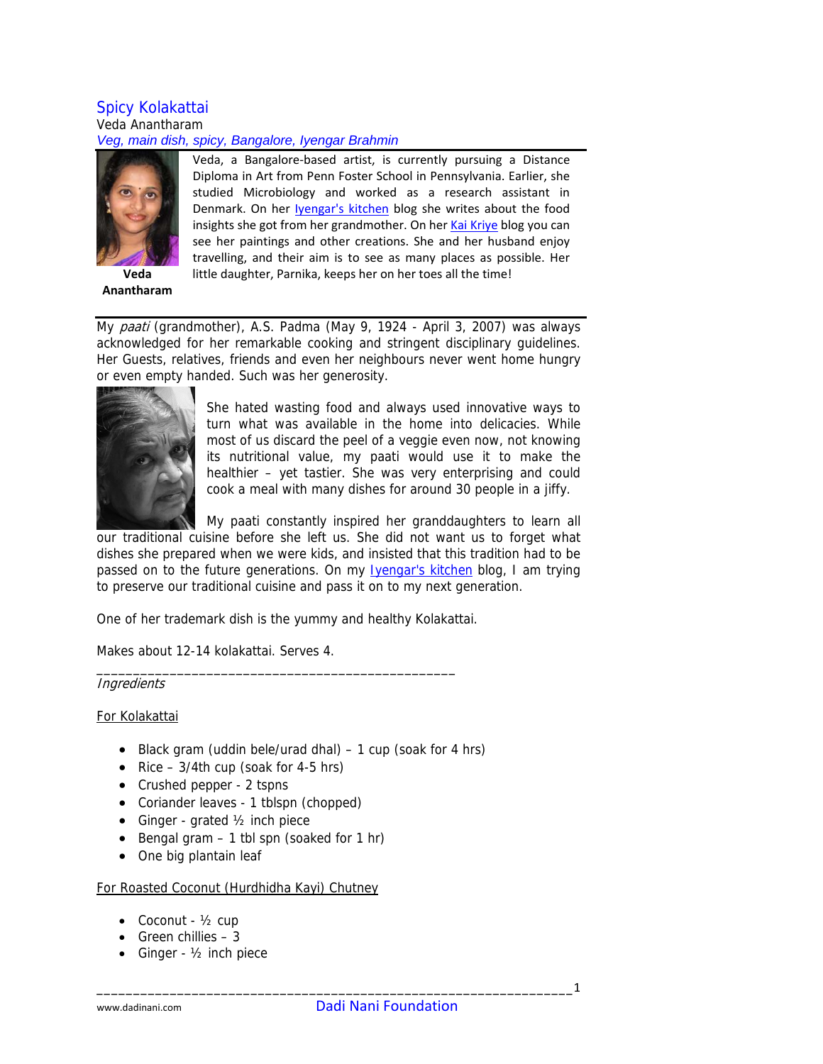# Spicy Kolakattai

Veda Anantharam

*Veg, main dish, spicy, Bangalore, Iyengar Brahmin*

**Veda Anantharam**

Veda, a Bangalore-based artist, is currently pursuing a Distance Diploma in Art from Penn Foster School in Pennsylvania. Earlier, she studied Microbiology and worked as a research assistant in Denmark. On her Iyengar's kitchen blog she writes about the food insights she got from her grandmother. On her Kai Kriye blog you can see her paintings and other creations. She and her husband enjoy travelling, and their aim is to see as many places as possible. Her little daughter, Parnika, keeps her on her toes all the time!

---

My *paati* (grandmother), A.S. Padma (May 9, 1924 - April 3, 2007) was always acknowledged for her remarkable cooking and stringent disciplinary guidelines. Her Guests, relatives, friends and even her neighbours never went home hungry or even empty handed. Such was her generosity.

She hated wasting food and always used innovative ways to turn what was available in the home into delicacies. While most of us discard the peel of a veggie even now, not knowing its nutritional value, my paati would use it to make the healthier – yet tastier. She was very enterprising and could cook a meal with many dishes for around 30 people in a jiffy.

My paati constantly inspired her granddaughters to learn all our traditional cuisine before she left us. She did not want us to forget what dishes she prepared when we were kids, and insisted that this tradition had to be passed on to the future generations. On my Iyengar's kitchen blog, I am trying to preserve our traditional cuisine and pass it on to my next generation.

One of her trademark dish is the yummy and healthy Kolakattai.

Makes about 12-14 kolakattai. Serves 4.

---

*Ingredients*

For Kolakattai

- Black gram (uddin bele/urad dhal) – 1 cup (soak for 4 hrs)
- Rice – 3/4th cup (soak for 4-5 hrs)
- Crushed pepper - 2 tspns
- Coriander leaves - 1 tblspn (chopped)
- Ginger - grated ½ inch piece
- Bengal gram – 1 tbl spn (soaked for 1 hr)
- One big plantain leaf

For Roasted Coconut (Hurdhidha Kayi) Chutney

- Coconut - ½ cup
- Green chillies – 3
- Ginger - ½ inch piece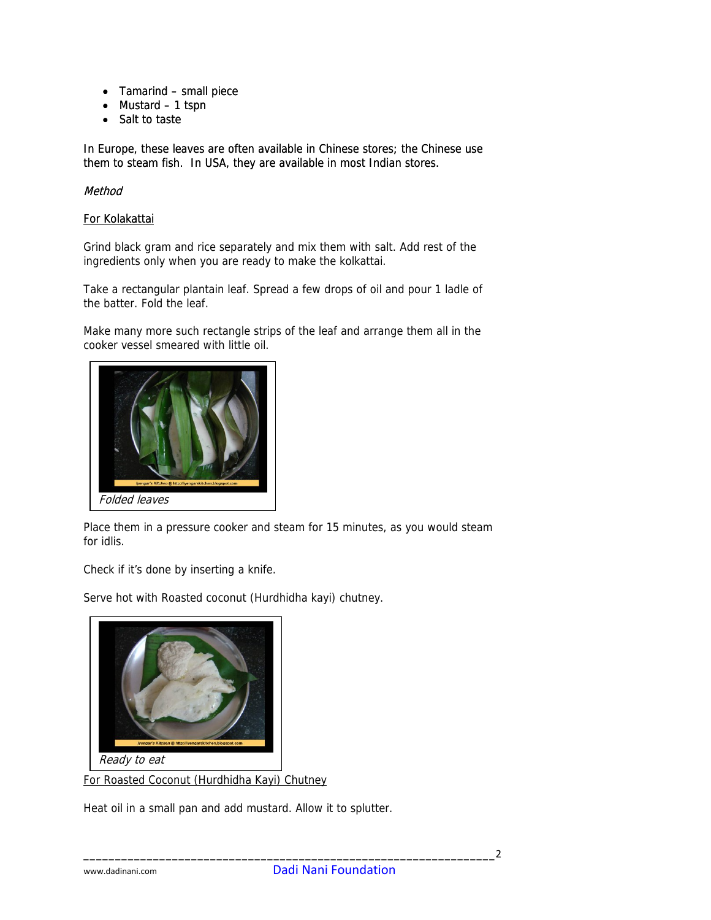- Tamarind – small piece
- Mustard – 1 tspn
- Salt to taste

In Europe, these leaves are often available in Chinese stores; the Chinese use them to steam fish. In USA, they are available in most Indian stores.

*Method*

For Kolakattai

Grind black gram and rice separately and mix them with salt. Add rest of the ingredients only when you are ready to make the kolkattai.

Take a rectangular plantain leaf. Spread a few drops of oil and pour 1 ladle of the batter. Fold the leaf.

Make many more such rectangle strips of the leaf and arrange them all in the cooker vessel smeared with little oil.

*Folded leaves*

Place them in a pressure cooker and steam for 15 minutes, as you would steam for idlis.

Check if it's done by inserting a knife.

Serve hot with Roasted coconut (Hurdhidha kayi) chutney.

*Ready to eat*

For Roasted Coconut (Hurdhidha Kayi) Chutney

Heat oil in a small pan and add mustard. Allow it to splutter.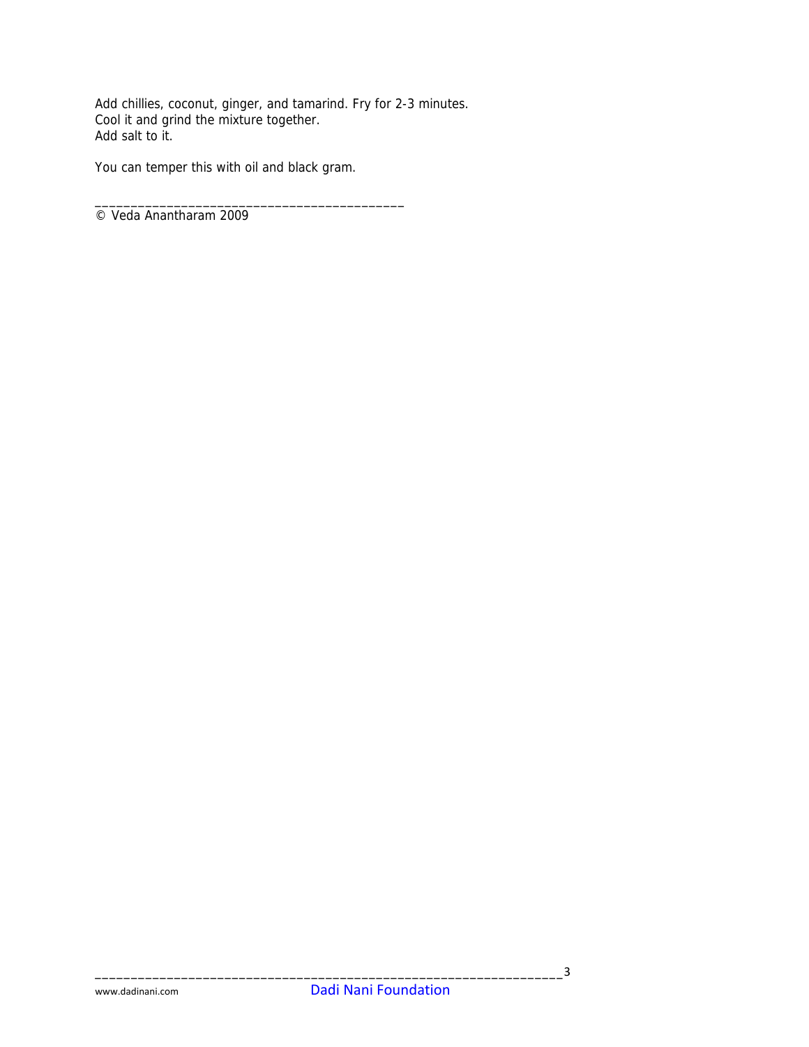Add chillies, coconut, ginger, and tamarind. Fry for 2-3 minutes.
Cool it and grind the mixture together.
Add salt to it.

You can temper this with oil and black gram.

© Veda Anantharam 2009